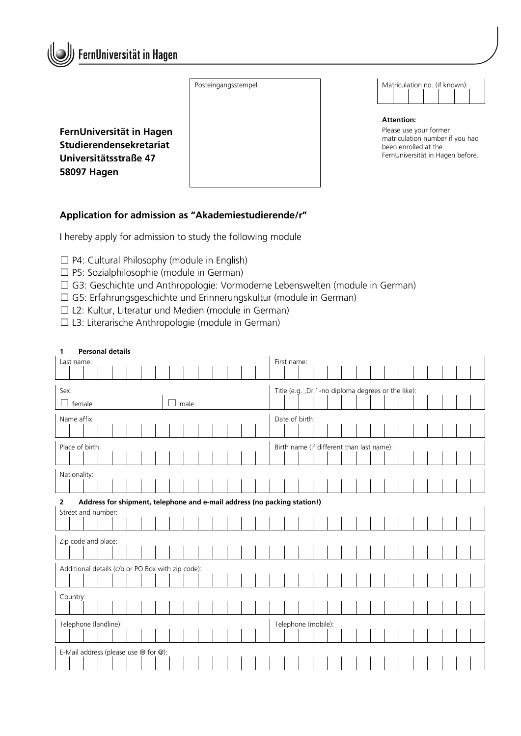FernUniversität in Hagen

**FernUniversität in Hagen**
**Studierendensekretariat**
**Universitätsstraße 47**
**58097 Hagen**

Posteingangsstempel

Matriculation no. (if known):

**Attention:**
Please use your former matriculation number if you had been enrolled at the FernUniversität in Hagen before.

## Application for admission as "Akademiestudierende/r"

I hereby apply for admission to study the following module

- ☐ P4: Cultural Philosophy (module in English)
- ☐ P5: Sozialphilosophie (module in German)
- ☐ G3: Geschichte und Anthropologie: Vormoderne Lebenswelten (module in German)
- ☐ G5: Erfahrungsgeschichte und Erinnerungskultur (module in German)
- ☐ L2: Kultur, Literatur und Medien (module in German)
- ☐ L3: Literarische Anthropologie (module in German)

### 1 Personal details

| Last name: | First name: |
|---|---|
| Sex: ☐ female ☐ male | Title (e.g. ‚Dr.' -no diploma degrees or the like): |
| Name affix: | Date of birth: |
| Place of birth: | Birth name (if different than last name): |
| Nationality: | |

### 2 Address for shipment, telephone and e-mail address (no packing station!)

| Street and number: | |
|---|---|
| Zip code and place: | |
| Additional details (c/o or PO Box with zip code): | |
| Country: | |
| Telephone (landline): | Telephone (mobile): |
| E-Mail address (please use ⊗ for @): | |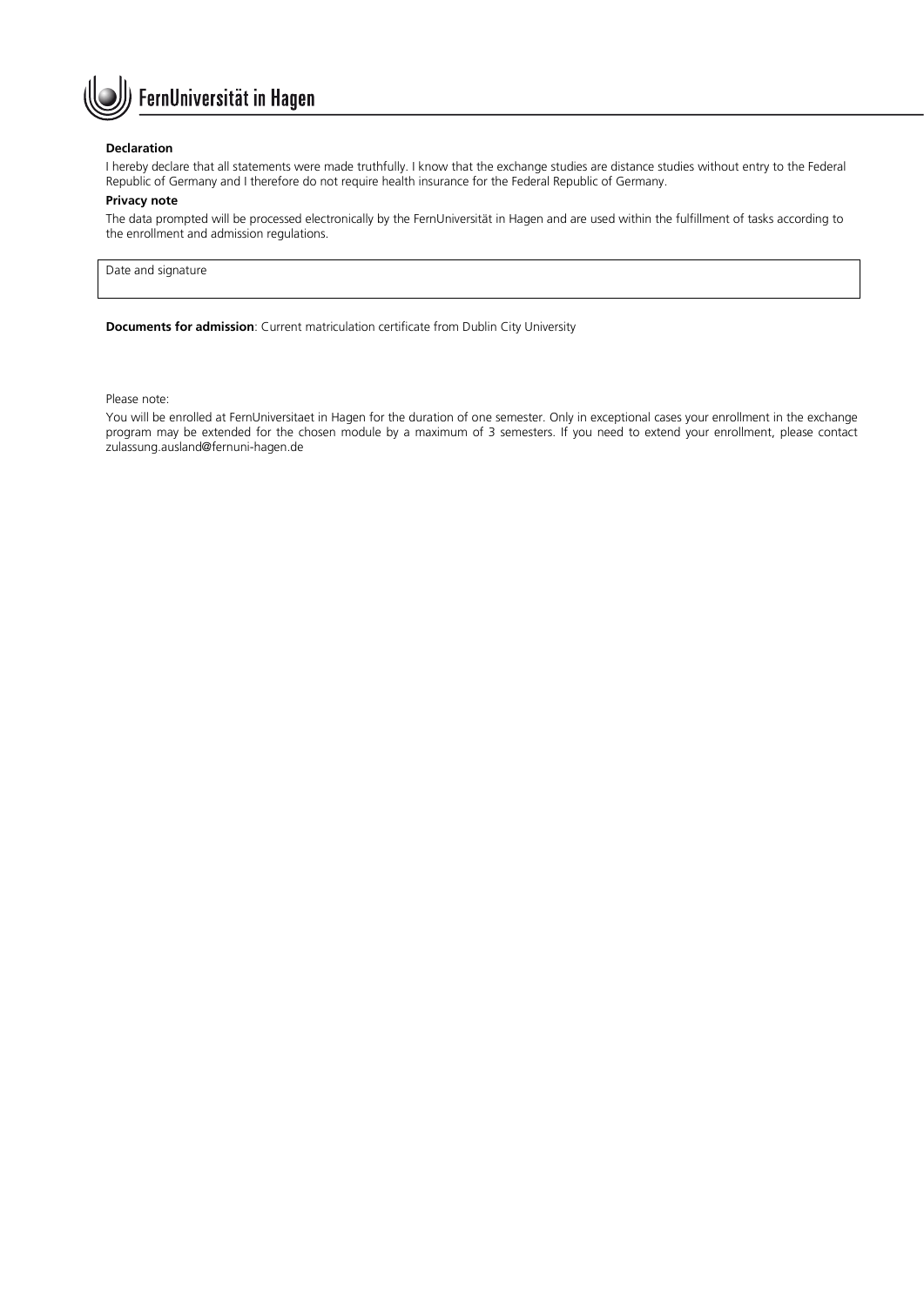**Declaration**

I hereby declare that all statements were made truthfully. I know that the exchange studies are distance studies without entry to the Federal Republic of Germany and I therefore do not require health insurance for the Federal Republic of Germany.

**Privacy note**

The data prompted will be processed electronically by the FernUniversität in Hagen and are used within the fulfillment of tasks according to the enrollment and admission regulations.

| Date and signature |
| --- |
| |

**Documents for admission**: Current matriculation certificate from Dublin City University

Please note:

You will be enrolled at FernUniversitaet in Hagen for the duration of one semester. Only in exceptional cases your enrollment in the exchange program may be extended for the chosen module by a maximum of 3 semesters. If you need to extend your enrollment, please contact zulassung.ausland@fernuni-hagen.de